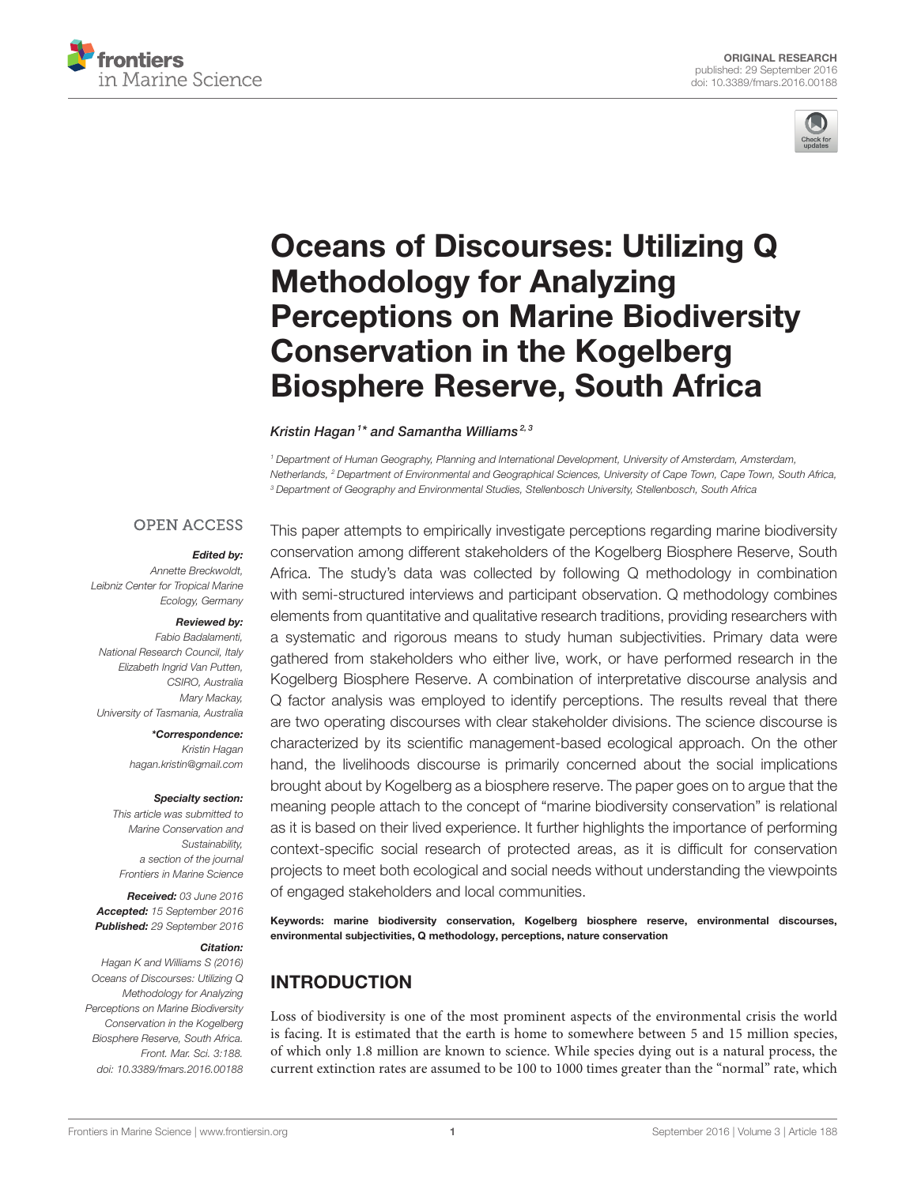ORIGINAL RESEARCH
published: 29 September 2016
doi: 10.3389/fmars.2016.00188

# Oceans of Discourses: Utilizing Q Methodology for Analyzing Perceptions on Marine Biodiversity Conservation in the Kogelberg Biosphere Reserve, South Africa

*Kristin Hagan[1]* and Samantha Williams[2,3]*

[1] Department of Human Geography, Planning and International Development, University of Amsterdam, Amsterdam, Netherlands, [2] Department of Environmental and Geographical Sciences, University of Cape Town, Cape Town, South Africa, [3] Department of Geography and Environmental Studies, Stellenbosch University, Stellenbosch, South Africa

OPEN ACCESS

***Edited by:***
*Annette Breckwoldt, Leibniz Center for Tropical Marine Ecology, Germany*

***Reviewed by:***
*Fabio Badalamenti, National Research Council, Italy*
*Elizabeth Ingrid Van Putten, CSIRO, Australia*
*Mary Mackay, University of Tasmania, Australia*

***\*Correspondence:***
*Kristin Hagan*
*hagan.kristin@gmail.com*

***Specialty section:***
*This article was submitted to Marine Conservation and Sustainability, a section of the journal Frontiers in Marine Science*

***Received:*** *03 June 2016*
***Accepted:*** *15 September 2016*
***Published:*** *29 September 2016*

***Citation:***
*Hagan K and Williams S (2016) Oceans of Discourses: Utilizing Q Methodology for Analyzing Perceptions on Marine Biodiversity Conservation in the Kogelberg Biosphere Reserve, South Africa. Front. Mar. Sci. 3:188. doi: 10.3389/fmars.2016.00188*

This paper attempts to empirically investigate perceptions regarding marine biodiversity conservation among different stakeholders of the Kogelberg Biosphere Reserve, South Africa. The study's data was collected by following Q methodology in combination with semi-structured interviews and participant observation. Q methodology combines elements from quantitative and qualitative research traditions, providing researchers with a systematic and rigorous means to study human subjectivities. Primary data were gathered from stakeholders who either live, work, or have performed research in the Kogelberg Biosphere Reserve. A combination of interpretative discourse analysis and Q factor analysis was employed to identify perceptions. The results reveal that there are two operating discourses with clear stakeholder divisions. The science discourse is characterized by its scientific management-based ecological approach. On the other hand, the livelihoods discourse is primarily concerned about the social implications brought about by Kogelberg as a biosphere reserve. The paper goes on to argue that the meaning people attach to the concept of "marine biodiversity conservation" is relational as it is based on their lived experience. It further highlights the importance of performing context-specific social research of protected areas, as it is difficult for conservation projects to meet both ecological and social needs without understanding the viewpoints of engaged stakeholders and local communities.

**Keywords: marine biodiversity conservation, Kogelberg biosphere reserve, environmental discourses, environmental subjectivities, Q methodology, perceptions, nature conservation**

## INTRODUCTION

Loss of biodiversity is one of the most prominent aspects of the environmental crisis the world is facing. It is estimated that the earth is home to somewhere between 5 and 15 million species, of which only 1.8 million are known to science. While species dying out is a natural process, the current extinction rates are assumed to be 100 to 1000 times greater than the "normal" rate, which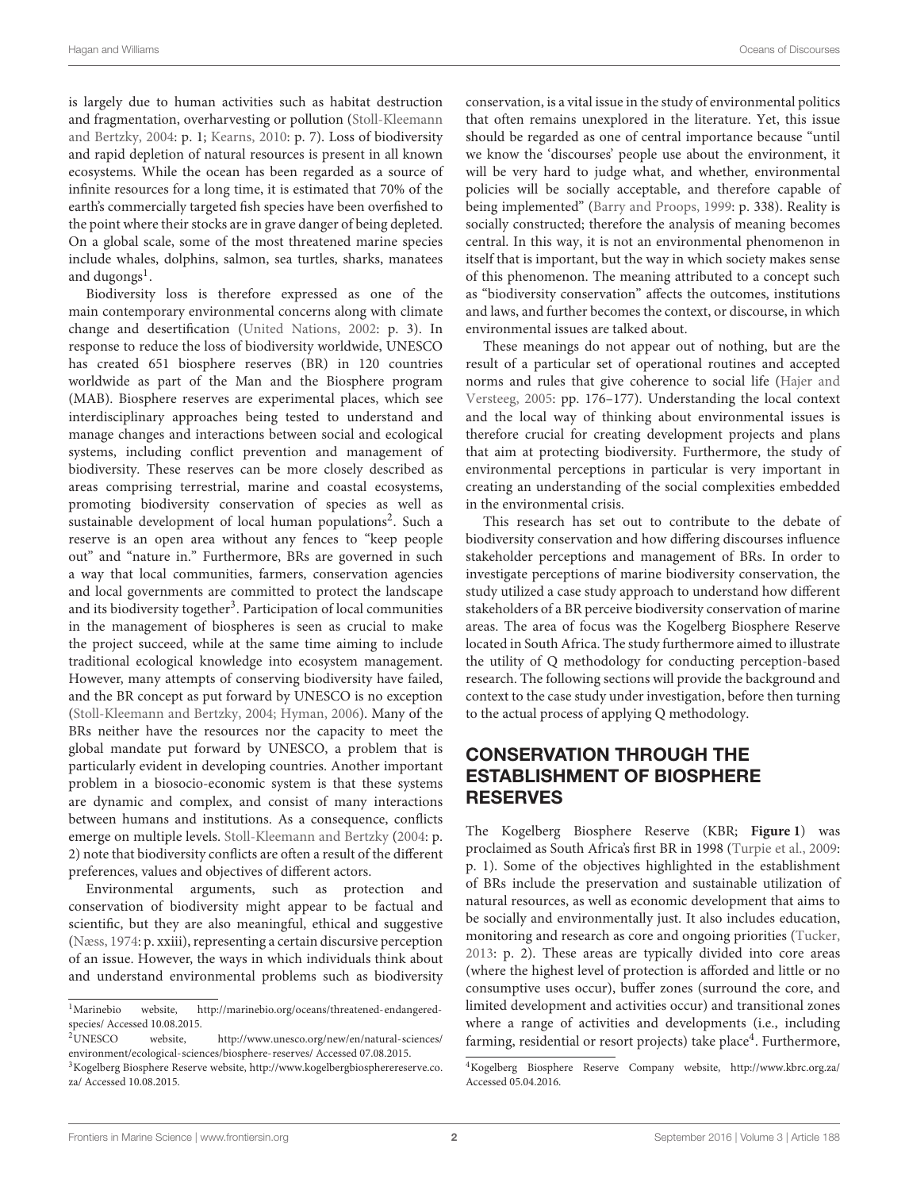is largely due to human activities such as habitat destruction and fragmentation, overharvesting or pollution (Stoll-Kleemann and Bertzky, 2004: p. 1; Kearns, 2010: p. 7). Loss of biodiversity and rapid depletion of natural resources is present in all known ecosystems. While the ocean has been regarded as a source of infinite resources for a long time, it is estimated that 70% of the earth's commercially targeted fish species have been overfished to the point where their stocks are in grave danger of being depleted. On a global scale, some of the most threatened marine species include whales, dolphins, salmon, sea turtles, sharks, manatees and dugongs[1].

Biodiversity loss is therefore expressed as one of the main contemporary environmental concerns along with climate change and desertification (United Nations, 2002: p. 3). In response to reduce the loss of biodiversity worldwide, UNESCO has created 651 biosphere reserves (BR) in 120 countries worldwide as part of the Man and the Biosphere program (MAB). Biosphere reserves are experimental places, which see interdisciplinary approaches being tested to understand and manage changes and interactions between social and ecological systems, including conflict prevention and management of biodiversity. These reserves can be more closely described as areas comprising terrestrial, marine and coastal ecosystems, promoting biodiversity conservation of species as well as sustainable development of local human populations[2]. Such a reserve is an open area without any fences to "keep people out" and "nature in." Furthermore, BRs are governed in such a way that local communities, farmers, conservation agencies and local governments are committed to protect the landscape and its biodiversity together[3]. Participation of local communities in the management of biospheres is seen as crucial to make the project succeed, while at the same time aiming to include traditional ecological knowledge into ecosystem management. However, many attempts of conserving biodiversity have failed, and the BR concept as put forward by UNESCO is no exception (Stoll-Kleemann and Bertzky, 2004; Hyman, 2006). Many of the BRs neither have the resources nor the capacity to meet the global mandate put forward by UNESCO, a problem that is particularly evident in developing countries. Another important problem in a biosocio-economic system is that these systems are dynamic and complex, and consist of many interactions between humans and institutions. As a consequence, conflicts emerge on multiple levels. Stoll-Kleemann and Bertzky (2004: p. 2) note that biodiversity conflicts are often a result of the different preferences, values and objectives of different actors.

Environmental arguments, such as protection and conservation of biodiversity might appear to be factual and scientific, but they are also meaningful, ethical and suggestive (Næss, 1974: p. xxiii), representing a certain discursive perception of an issue. However, the ways in which individuals think about and understand environmental problems such as biodiversity conservation, is a vital issue in the study of environmental politics that often remains unexplored in the literature. Yet, this issue should be regarded as one of central importance because "until we know the 'discourses' people use about the environment, it will be very hard to judge what, and whether, environmental policies will be socially acceptable, and therefore capable of being implemented" (Barry and Proops, 1999: p. 338). Reality is socially constructed; therefore the analysis of meaning becomes central. In this way, it is not an environmental phenomenon in itself that is important, but the way in which society makes sense of this phenomenon. The meaning attributed to a concept such as "biodiversity conservation" affects the outcomes, institutions and laws, and further becomes the context, or discourse, in which environmental issues are talked about.

These meanings do not appear out of nothing, but are the result of a particular set of operational routines and accepted norms and rules that give coherence to social life (Hajer and Versteeg, 2005: pp. 176–177). Understanding the local context and the local way of thinking about environmental issues is therefore crucial for creating development projects and plans that aim at protecting biodiversity. Furthermore, the study of environmental perceptions in particular is very important in creating an understanding of the social complexities embedded in the environmental crisis.

This research has set out to contribute to the debate of biodiversity conservation and how differing discourses influence stakeholder perceptions and management of BRs. In order to investigate perceptions of marine biodiversity conservation, the study utilized a case study approach to understand how different stakeholders of a BR perceive biodiversity conservation of marine areas. The area of focus was the Kogelberg Biosphere Reserve located in South Africa. The study furthermore aimed to illustrate the utility of Q methodology for conducting perception-based research. The following sections will provide the background and context to the case study under investigation, before then turning to the actual process of applying Q methodology.

## CONSERVATION THROUGH THE ESTABLISHMENT OF BIOSPHERE RESERVES

The Kogelberg Biosphere Reserve (KBR; **Figure 1**) was proclaimed as South Africa's first BR in 1998 (Turpie et al., 2009: p. 1). Some of the objectives highlighted in the establishment of BRs include the preservation and sustainable utilization of natural resources, as well as economic development that aims to be socially and environmentally just. It also includes education, monitoring and research as core and ongoing priorities (Tucker, 2013: p. 2). These areas are typically divided into core areas (where the highest level of protection is afforded and little or no consumptive uses occur), buffer zones (surround the core, and limited development and activities occur) and transitional zones where a range of activities and developments (i.e., including farming, residential or resort projects) take place[4]. Furthermore,

[1] Marinebio website, http://marinebio.org/oceans/threatened-endangered-species/ Accessed 10.08.2015.

[2] UNESCO website, http://www.unesco.org/new/en/natural-sciences/environment/ecological-sciences/biosphere-reserves/ Accessed 07.08.2015.

[3] Kogelberg Biosphere Reserve website, http://www.kogelbergbiospherereserve.co.za/ Accessed 10.08.2015.

[4] Kogelberg Biosphere Reserve Company website, http://www.kbrc.org.za/ Accessed 05.04.2016.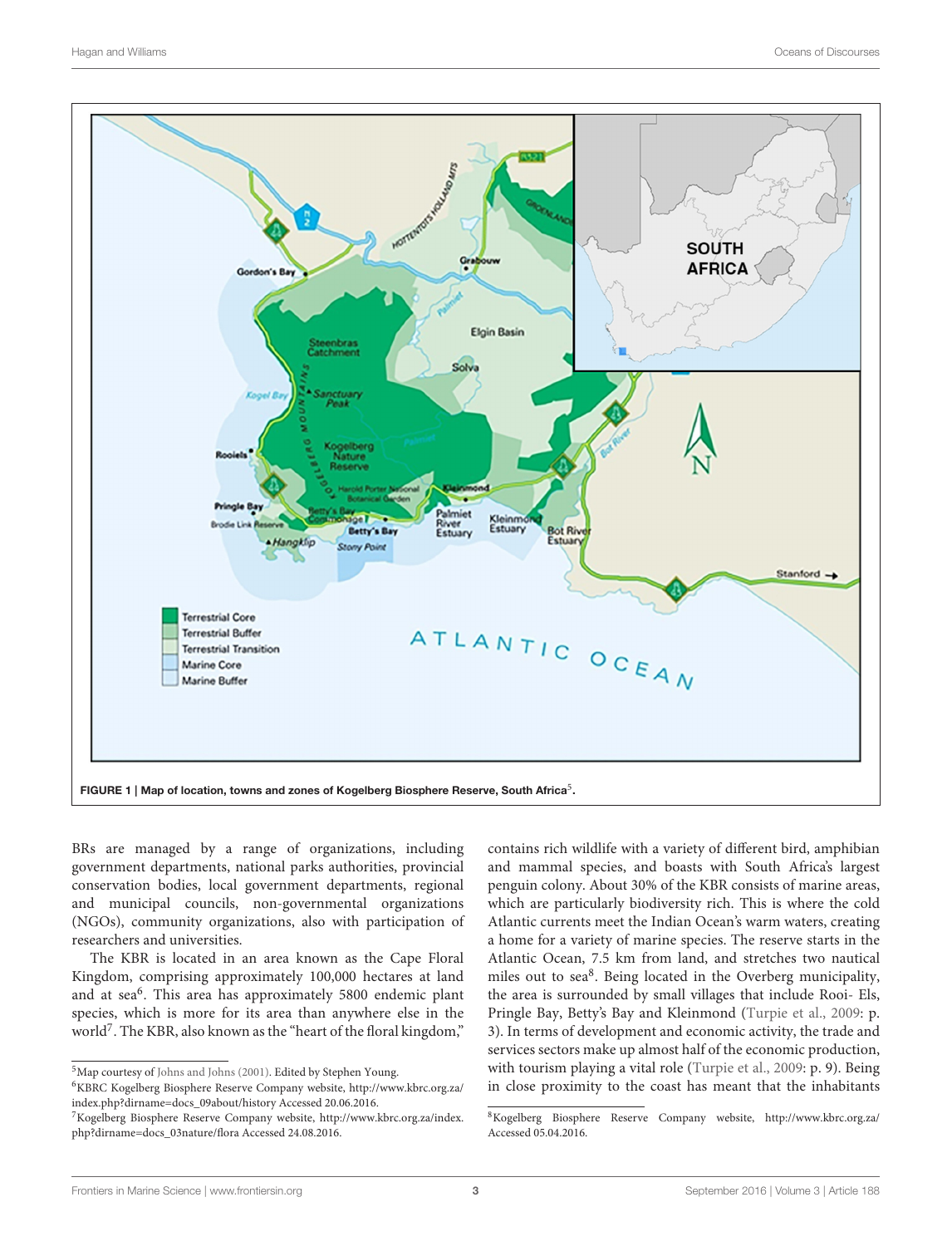FIGURE 1 | Map of location, towns and zones of Kogelberg Biosphere Reserve, South Africa[5].

BRs are managed by a range of organizations, including government departments, national parks authorities, provincial conservation bodies, local government departments, regional and municipal councils, non-governmental organizations (NGOs), community organizations, also with participation of researchers and universities.

The KBR is located in an area known as the Cape Floral Kingdom, comprising approximately 100,000 hectares at land and at sea[6]. This area has approximately 5800 endemic plant species, which is more for its area than anywhere else in the world[7]. The KBR, also known as the "heart of the floral kingdom," contains rich wildlife with a variety of different bird, amphibian and mammal species, and boasts with South Africa's largest penguin colony. About 30% of the KBR consists of marine areas, which are particularly biodiversity rich. This is where the cold Atlantic currents meet the Indian Ocean's warm waters, creating a home for a variety of marine species. The reserve starts in the Atlantic Ocean, 7.5 km from land, and stretches two nautical miles out to sea[8]. Being located in the Overberg municipality, the area is surrounded by small villages that include Rooi- Els, Pringle Bay, Betty's Bay and Kleinmond (Turpie et al., 2009: p. 3). In terms of development and economic activity, the trade and services sectors make up almost half of the economic production, with tourism playing a vital role (Turpie et al., 2009: p. 9). Being in close proximity to the coast has meant that the inhabitants

[5]Map courtesy of Johns and Johns (2001). Edited by Stephen Young.

[6]KBRC Kogelberg Biosphere Reserve Company website, http://www.kbrc.org.za/index.php?dirname=docs_09about/history Accessed 20.06.2016.

[7]Kogelberg Biosphere Reserve Company website, http://www.kbrc.org.za/index.php?dirname=docs_03nature/flora Accessed 24.08.2016.

[8]Kogelberg Biosphere Reserve Company website, http://www.kbrc.org.za/ Accessed 05.04.2016.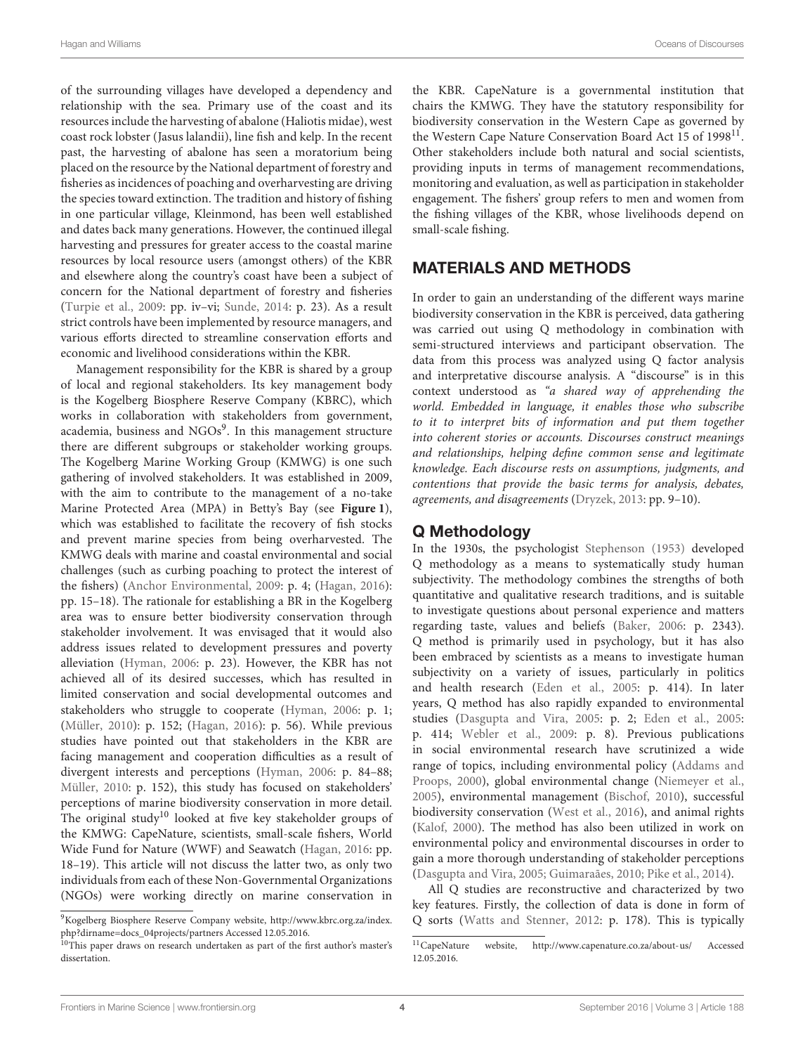of the surrounding villages have developed a dependency and relationship with the sea. Primary use of the coast and its resources include the harvesting of abalone (Haliotis midae), west coast rock lobster (Jasus lalandii), line fish and kelp. In the recent past, the harvesting of abalone has seen a moratorium being placed on the resource by the National department of forestry and fisheries as incidences of poaching and overharvesting are driving the species toward extinction. The tradition and history of fishing in one particular village, Kleinmond, has been well established and dates back many generations. However, the continued illegal harvesting and pressures for greater access to the coastal marine resources by local resource users (amongst others) of the KBR and elsewhere along the country's coast have been a subject of concern for the National department of forestry and fisheries (Turpie et al., 2009: pp. iv–vi; Sunde, 2014: p. 23). As a result strict controls have been implemented by resource managers, and various efforts directed to streamline conservation efforts and economic and livelihood considerations within the KBR.

Management responsibility for the KBR is shared by a group of local and regional stakeholders. Its key management body is the Kogelberg Biosphere Reserve Company (KBRC), which works in collaboration with stakeholders from government, academia, business and NGOs[9]. In this management structure there are different subgroups or stakeholder working groups. The Kogelberg Marine Working Group (KMWG) is one such gathering of involved stakeholders. It was established in 2009, with the aim to contribute to the management of a no-take Marine Protected Area (MPA) in Betty's Bay (see **Figure 1**), which was established to facilitate the recovery of fish stocks and prevent marine species from being overharvested. The KMWG deals with marine and coastal environmental and social challenges (such as curbing poaching to protect the interest of the fishers) (Anchor Environmental, 2009: p. 4; (Hagan, 2016): pp. 15–18). The rationale for establishing a BR in the Kogelberg area was to ensure better biodiversity conservation through stakeholder involvement. It was envisaged that it would also address issues related to development pressures and poverty alleviation (Hyman, 2006: p. 23). However, the KBR has not achieved all of its desired successes, which has resulted in limited conservation and social developmental outcomes and stakeholders who struggle to cooperate (Hyman, 2006: p. 1; (Müller, 2010): p. 152; (Hagan, 2016): p. 56). While previous studies have pointed out that stakeholders in the KBR are facing management and cooperation difficulties as a result of divergent interests and perceptions (Hyman, 2006: p. 84–88; Müller, 2010: p. 152), this study has focused on stakeholders' perceptions of marine biodiversity conservation in more detail. The original study[10] looked at five key stakeholder groups of the KMWG: CapeNature, scientists, small-scale fishers, World Wide Fund for Nature (WWF) and Seawatch (Hagan, 2016: pp. 18–19). This article will not discuss the latter two, as only two individuals from each of these Non-Governmental Organizations (NGOs) were working directly on marine conservation in the KBR. CapeNature is a governmental institution that chairs the KMWG. They have the statutory responsibility for biodiversity conservation in the Western Cape as governed by the Western Cape Nature Conservation Board Act 15 of 1998[11]. Other stakeholders include both natural and social scientists, providing inputs in terms of management recommendations, monitoring and evaluation, as well as participation in stakeholder engagement. The fishers' group refers to men and women from the fishing villages of the KBR, whose livelihoods depend on small-scale fishing.

## MATERIALS AND METHODS

In order to gain an understanding of the different ways marine biodiversity conservation in the KBR is perceived, data gathering was carried out using Q methodology in combination with semi-structured interviews and participant observation. The data from this process was analyzed using Q factor analysis and interpretative discourse analysis. A "discourse" is in this context understood as *"a shared way of apprehending the world. Embedded in language, it enables those who subscribe to it to interpret bits of information and put them together into coherent stories or accounts. Discourses construct meanings and relationships, helping define common sense and legitimate knowledge. Each discourse rests on assumptions, judgments, and contentions that provide the basic terms for analysis, debates, agreements, and disagreements* (Dryzek, 2013: pp. 9–10).

### Q Methodology

In the 1930s, the psychologist Stephenson (1953) developed Q methodology as a means to systematically study human subjectivity. The methodology combines the strengths of both quantitative and qualitative research traditions, and is suitable to investigate questions about personal experience and matters regarding taste, values and beliefs (Baker, 2006: p. 2343). Q method is primarily used in psychology, but it has also been embraced by scientists as a means to investigate human subjectivity on a variety of issues, particularly in politics and health research (Eden et al., 2005: p. 414). In later years, Q method has also rapidly expanded to environmental studies (Dasgupta and Vira, 2005: p. 2; Eden et al., 2005: p. 414; Webler et al., 2009: p. 8). Previous publications in social environmental research have scrutinized a wide range of topics, including environmental policy (Addams and Proops, 2000), global environmental change (Niemeyer et al., 2005), environmental management (Bischof, 2010), successful biodiversity conservation (West et al., 2016), and animal rights (Kalof, 2000). The method has also been utilized in work on environmental policy and environmental discourses in order to gain a more thorough understanding of stakeholder perceptions (Dasgupta and Vira, 2005; Guimaraães, 2010; Pike et al., 2014).

All Q studies are reconstructive and characterized by two key features. Firstly, the collection of data is done in form of Q sorts (Watts and Stenner, 2012: p. 178). This is typically

[9]Kogelberg Biosphere Reserve Company website, http://www.kbrc.org.za/index.php?dirname=docs_04projects/partners Accessed 12.05.2016.

[10]This paper draws on research undertaken as part of the first author's master's dissertation.

[11]CapeNature website, http://www.capenature.co.za/about-us/ Accessed 12.05.2016.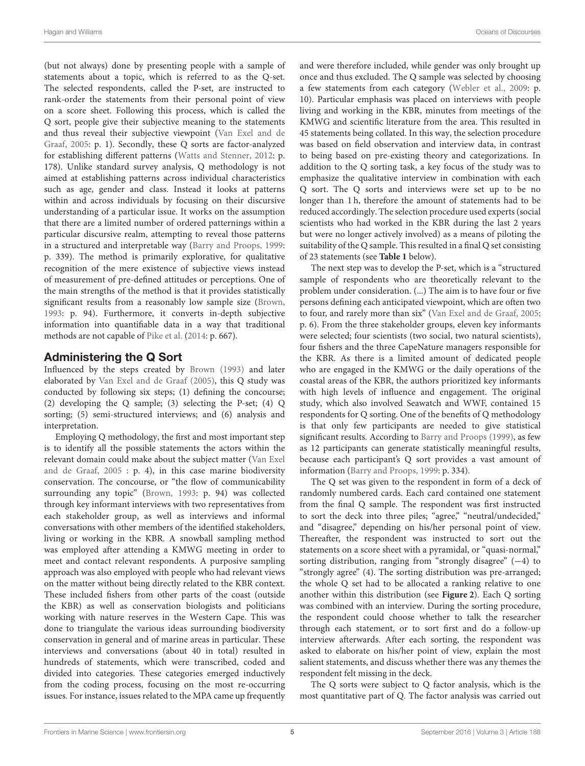(but not always) done by presenting people with a sample of statements about a topic, which is referred to as the Q-set. The selected respondents, called the P-set, are instructed to rank-order the statements from their personal point of view on a score sheet. Following this process, which is called the Q sort, people give their subjective meaning to the statements and thus reveal their subjective viewpoint (Van Exel and de Graaf, 2005: p. 1). Secondly, these Q sorts are factor-analyzed for establishing different patterns (Watts and Stenner, 2012: p. 178). Unlike standard survey analysis, Q methodology is not aimed at establishing patterns across individual characteristics such as age, gender and class. Instead it looks at patterns within and across individuals by focusing on their discursive understanding of a particular issue. It works on the assumption that there are a limited number of ordered patternings within a particular discursive realm, attempting to reveal those patterns in a structured and interpretable way (Barry and Proops, 1999: p. 339). The method is primarily explorative, for qualitative recognition of the mere existence of subjective views instead of measurement of pre-defined attitudes or perceptions. One of the main strengths of the method is that it provides statistically significant results from a reasonably low sample size (Brown, 1993: p. 94). Furthermore, it converts in-depth subjective information into quantifiable data in a way that traditional methods are not capable of Pike et al. (2014: p. 667).

## Administering the Q Sort

Influenced by the steps created by Brown (1993) and later elaborated by Van Exel and de Graaf (2005), this Q study was conducted by following six steps; (1) defining the concourse; (2) developing the Q sample; (3) selecting the P-set; (4) Q sorting; (5) semi-structured interviews; and (6) analysis and interpretation.

Employing Q methodology, the first and most important step is to identify all the possible statements the actors within the relevant domain could make about the subject matter (Van Exel and de Graaf, 2005 : p. 4), in this case marine biodiversity conservation. The concourse, or "the flow of communicability surrounding any topic" (Brown, 1993: p. 94) was collected through key informant interviews with two representatives from each stakeholder group, as well as interviews and informal conversations with other members of the identified stakeholders, living or working in the KBR. A snowball sampling method was employed after attending a KMWG meeting in order to meet and contact relevant respondents. A purposive sampling approach was also employed with people who had relevant views on the matter without being directly related to the KBR context. These included fishers from other parts of the coast (outside the KBR) as well as conservation biologists and politicians working with nature reserves in the Western Cape. This was done to triangulate the various ideas surrounding biodiversity conservation in general and of marine areas in particular. These interviews and conversations (about 40 in total) resulted in hundreds of statements, which were transcribed, coded and divided into categories. These categories emerged inductively from the coding process, focusing on the most re-occurring issues. For instance, issues related to the MPA came up frequently and were therefore included, while gender was only brought up once and thus excluded. The Q sample was selected by choosing a few statements from each category (Webler et al., 2009: p. 10). Particular emphasis was placed on interviews with people living and working in the KBR, minutes from meetings of the KMWG and scientific literature from the area. This resulted in 45 statements being collated. In this way, the selection procedure was based on field observation and interview data, in contrast to being based on pre-existing theory and categorizations. In addition to the Q sorting task, a key focus of the study was to emphasize the qualitative interview in combination with each Q sort. The Q sorts and interviews were set up to be no longer than 1 h, therefore the amount of statements had to be reduced accordingly. The selection procedure used experts (social scientists who had worked in the KBR during the last 2 years but were no longer actively involved) as a means of piloting the suitability of the Q sample. This resulted in a final Q set consisting of 23 statements (see **Table 1** below).

The next step was to develop the P-set, which is a "structured sample of respondents who are theoretically relevant to the problem under consideration. (...) The aim is to have four or five persons defining each anticipated viewpoint, which are often two to four, and rarely more than six" (Van Exel and de Graaf, 2005: p. 6). From the three stakeholder groups, eleven key informants were selected; four scientists (two social, two natural scientists), four fishers and the three CapeNature managers responsible for the KBR. As there is a limited amount of dedicated people who are engaged in the KMWG or the daily operations of the coastal areas of the KBR, the authors prioritized key informants with high levels of influence and engagement. The original study, which also involved Seawatch and WWF, contained 15 respondents for Q sorting. One of the benefits of Q methodology is that only few participants are needed to give statistical significant results. According to Barry and Proops (1999), as few as 12 participants can generate statistically meaningful results, because each participant's Q sort provides a vast amount of information (Barry and Proops, 1999: p. 334).

The Q set was given to the respondent in form of a deck of randomly numbered cards. Each card contained one statement from the final Q sample. The respondent was first instructed to sort the deck into three piles; "agree," "neutral/undecided," and "disagree," depending on his/her personal point of view. Thereafter, the respondent was instructed to sort out the statements on a score sheet with a pyramidal, or "quasi-normal," sorting distribution, ranging from "strongly disagree" (−4) to "strongly agree" (4). The sorting distribution was pre-arranged; the whole Q set had to be allocated a ranking relative to one another within this distribution (see **Figure 2**). Each Q sorting was combined with an interview. During the sorting procedure, the respondent could choose whether to talk the researcher through each statement, or to sort first and do a follow-up interview afterwards. After each sorting, the respondent was asked to elaborate on his/her point of view, explain the most salient statements, and discuss whether there was any themes the respondent felt missing in the deck.

The Q sorts were subject to Q factor analysis, which is the most quantitative part of Q. The factor analysis was carried out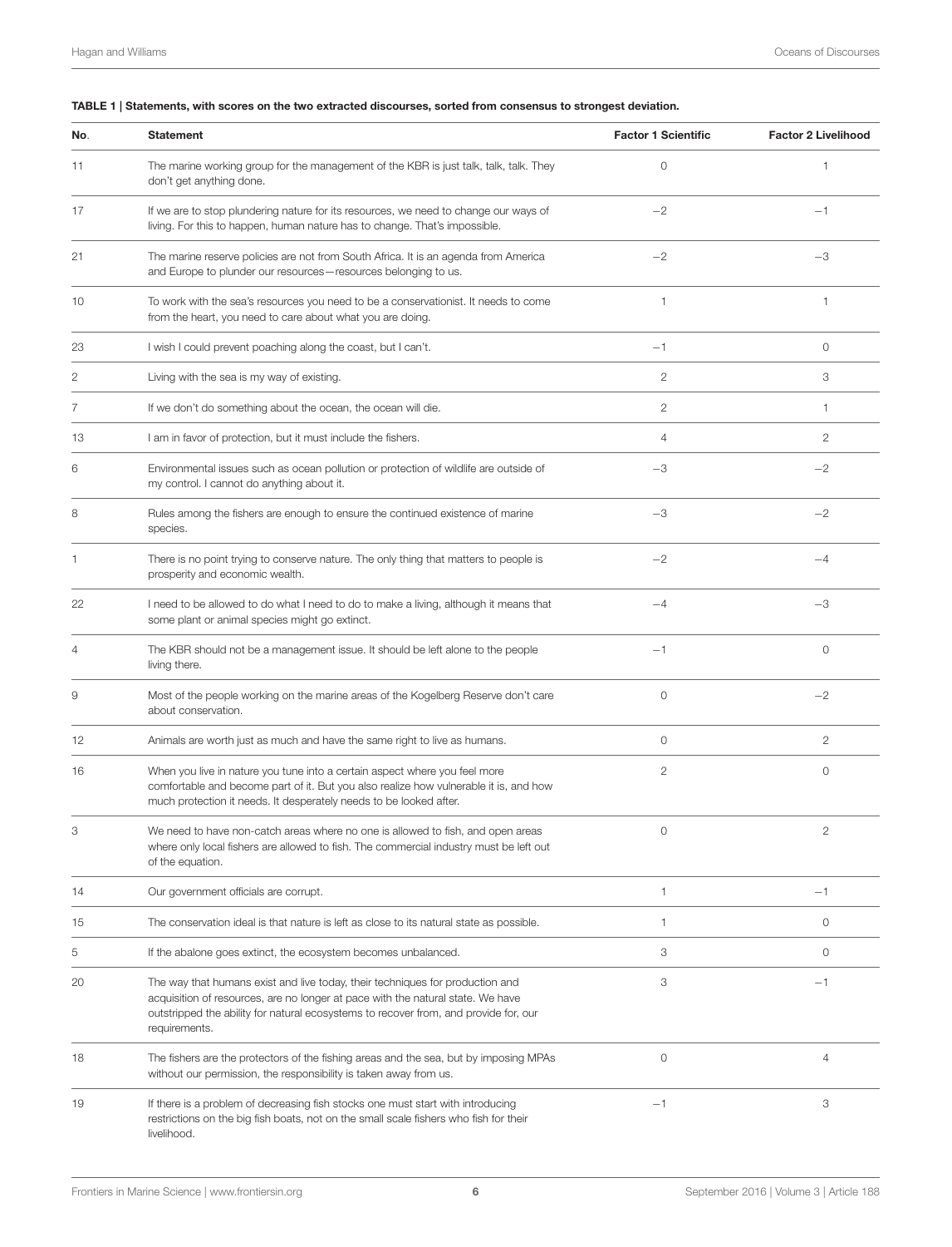**TABLE 1 | Statements, with scores on the two extracted discourses, sorted from consensus to strongest deviation.**

| No. | Statement | Factor 1 Scientific | Factor 2 Livelihood |
|---|---|---|---|
| 11 | The marine working group for the management of the KBR is just talk, talk, talk. They don't get anything done. | 0 | 1 |
| 17 | If we are to stop plundering nature for its resources, we need to change our ways of living. For this to happen, human nature has to change. That's impossible. | −2 | −1 |
| 21 | The marine reserve policies are not from South Africa. It is an agenda from America and Europe to plunder our resources—resources belonging to us. | −2 | −3 |
| 10 | To work with the sea's resources you need to be a conservationist. It needs to come from the heart, you need to care about what you are doing. | 1 | 1 |
| 23 | I wish I could prevent poaching along the coast, but I can't. | −1 | 0 |
| 2 | Living with the sea is my way of existing. | 2 | 3 |
| 7 | If we don't do something about the ocean, the ocean will die. | 2 | 1 |
| 13 | I am in favor of protection, but it must include the fishers. | 4 | 2 |
| 6 | Environmental issues such as ocean pollution or protection of wildlife are outside of my control. I cannot do anything about it. | −3 | −2 |
| 8 | Rules among the fishers are enough to ensure the continued existence of marine species. | −3 | −2 |
| 1 | There is no point trying to conserve nature. The only thing that matters to people is prosperity and economic wealth. | −2 | −4 |
| 22 | I need to be allowed to do what I need to do to make a living, although it means that some plant or animal species might go extinct. | −4 | −3 |
| 4 | The KBR should not be a management issue. It should be left alone to the people living there. | −1 | 0 |
| 9 | Most of the people working on the marine areas of the Kogelberg Reserve don't care about conservation. | 0 | −2 |
| 12 | Animals are worth just as much and have the same right to live as humans. | 0 | 2 |
| 16 | When you live in nature you tune into a certain aspect where you feel more comfortable and become part of it. But you also realize how vulnerable it is, and how much protection it needs. It desperately needs to be looked after. | 2 | 0 |
| 3 | We need to have non-catch areas where no one is allowed to fish, and open areas where only local fishers are allowed to fish. The commercial industry must be left out of the equation. | 0 | 2 |
| 14 | Our government officials are corrupt. | 1 | −1 |
| 15 | The conservation ideal is that nature is left as close to its natural state as possible. | 1 | 0 |
| 5 | If the abalone goes extinct, the ecosystem becomes unbalanced. | 3 | 0 |
| 20 | The way that humans exist and live today, their techniques for production and acquisition of resources, are no longer at pace with the natural state. We have outstripped the ability for natural ecosystems to recover from, and provide for, our requirements. | 3 | −1 |
| 18 | The fishers are the protectors of the fishing areas and the sea, but by imposing MPAs without our permission, the responsibility is taken away from us. | 0 | 4 |
| 19 | If there is a problem of decreasing fish stocks one must start with introducing restrictions on the big fish boats, not on the small scale fishers who fish for their livelihood. | −1 | 3 |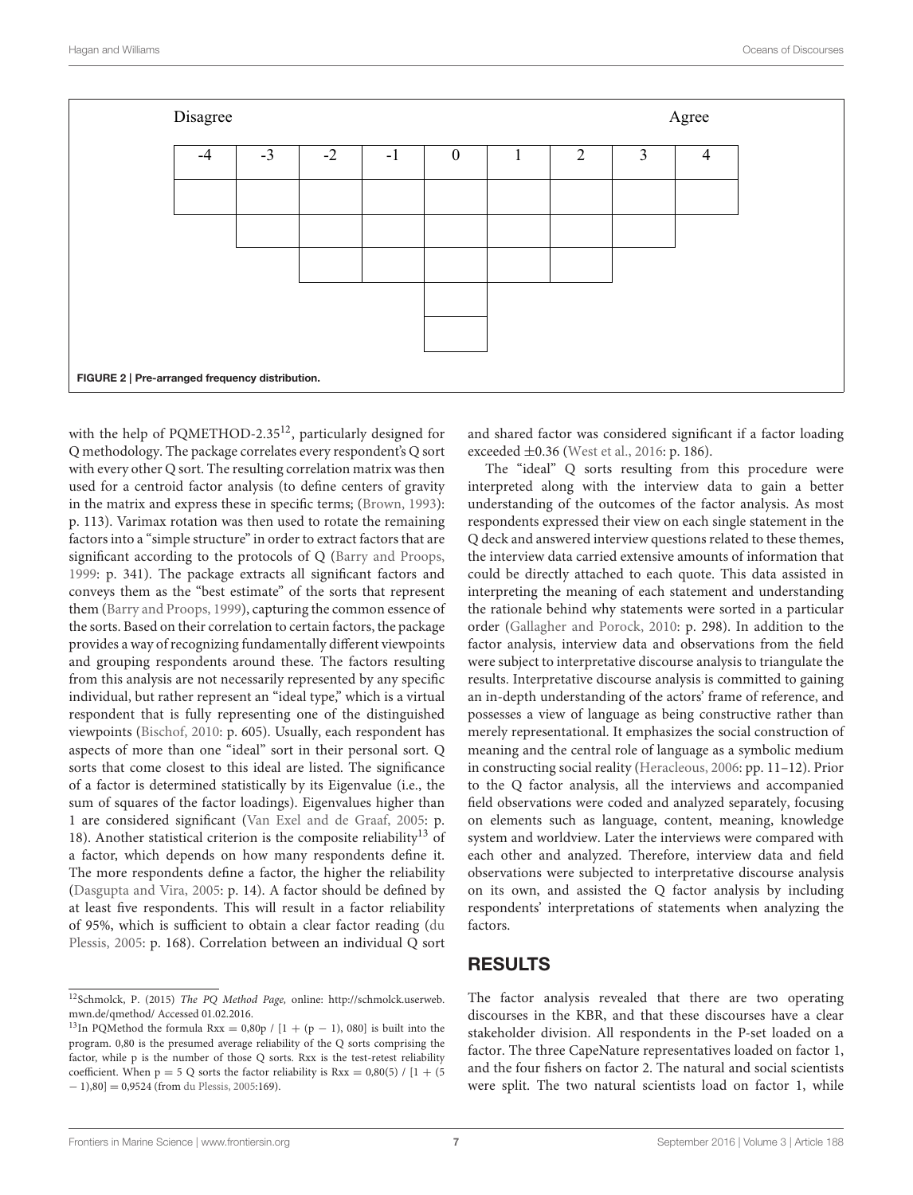Disagree Agree

| -4 | -3 | -2 | -1 | 0 | 1 | 2 | 3 | 4 |
|---|---|---|---|---|---|---|---|---|
| | | | | | | | | |
| | | | | | | | | |
| | | | | | | | | |
| | | | | | | | | |
| | | | | | | | | |

**FIGURE 2 | Pre-arranged frequency distribution.**

with the help of PQMETHOD-2.35[12], particularly designed for Q methodology. The package correlates every respondent's Q sort with every other Q sort. The resulting correlation matrix was then used for a centroid factor analysis (to define centers of gravity in the matrix and express these in specific terms; (Brown, 1993): p. 113). Varimax rotation was then used to rotate the remaining factors into a "simple structure" in order to extract factors that are significant according to the protocols of Q (Barry and Proops, 1999: p. 341). The package extracts all significant factors and conveys them as the "best estimate" of the sorts that represent them (Barry and Proops, 1999), capturing the common essence of the sorts. Based on their correlation to certain factors, the package provides a way of recognizing fundamentally different viewpoints and grouping respondents around these. The factors resulting from this analysis are not necessarily represented by any specific individual, but rather represent an "ideal type," which is a virtual respondent that is fully representing one of the distinguished viewpoints (Bischof, 2010: p. 605). Usually, each respondent has aspects of more than one "ideal" sort in their personal sort. Q sorts that come closest to this ideal are listed. The significance of a factor is determined statistically by its Eigenvalue (i.e., the sum of squares of the factor loadings). Eigenvalues higher than 1 are considered significant (Van Exel and de Graaf, 2005: p. 18). Another statistical criterion is the composite reliability[13] of a factor, which depends on how many respondents define it. The more respondents define a factor, the higher the reliability (Dasgupta and Vira, 2005: p. 14). A factor should be defined by at least five respondents. This will result in a factor reliability of 95%, which is sufficient to obtain a clear factor reading (du Plessis, 2005: p. 168). Correlation between an individual Q sort and shared factor was considered significant if a factor loading exceeded $\pm 0.36$ (West et al., 2016: p. 186).

The "ideal" Q sorts resulting from this procedure were interpreted along with the interview data to gain a better understanding of the outcomes of the factor analysis. As most respondents expressed their view on each single statement in the Q deck and answered interview questions related to these themes, the interview data carried extensive amounts of information that could be directly attached to each quote. This data assisted in interpreting the meaning of each statement and understanding the rationale behind why statements were sorted in a particular order (Gallagher and Porock, 2010: p. 298). In addition to the factor analysis, interview data and observations from the field were subject to interpretative discourse analysis to triangulate the results. Interpretative discourse analysis is committed to gaining an in-depth understanding of the actors' frame of reference, and possesses a view of language as being constructive rather than merely representational. It emphasizes the social construction of meaning and the central role of language as a symbolic medium in constructing social reality (Heracleous, 2006: pp. 11–12). Prior to the Q factor analysis, all the interviews and accompanied field observations were coded and analyzed separately, focusing on elements such as language, content, meaning, knowledge system and worldview. Later the interviews were compared with each other and analyzed. Therefore, interview data and field observations were subjected to interpretative discourse analysis on its own, and assisted the Q factor analysis by including respondents' interpretations of statements when analyzing the factors.

## RESULTS

The factor analysis revealed that there are two operating discourses in the KBR, and that these discourses have a clear stakeholder division. All respondents in the P-set loaded on a factor. The three CapeNature representatives loaded on factor 1, and the four fishers on factor 2. The natural and social scientists were split. The two natural scientists load on factor 1, while

[12] Schmolck, P. (2015) *The PQ Method Page,* online: http://schmolck.userweb.mwn.de/qmethod/ Accessed 01.02.2016.

[13] In PQMethod the formula $Rxx = 0{,}80p \, / \, [1 + (p - 1), 080]$ is built into the program. 0,80 is the presumed average reliability of the Q sorts comprising the factor, while p is the number of those Q sorts. Rxx is the test-retest reliability coefficient. When $p = 5$ Q sorts the factor reliability is $Rxx = 0{,}80(5) \, / \, [1 + (5 - 1){,}80] = 0{,}9524$ (from du Plessis, 2005:169).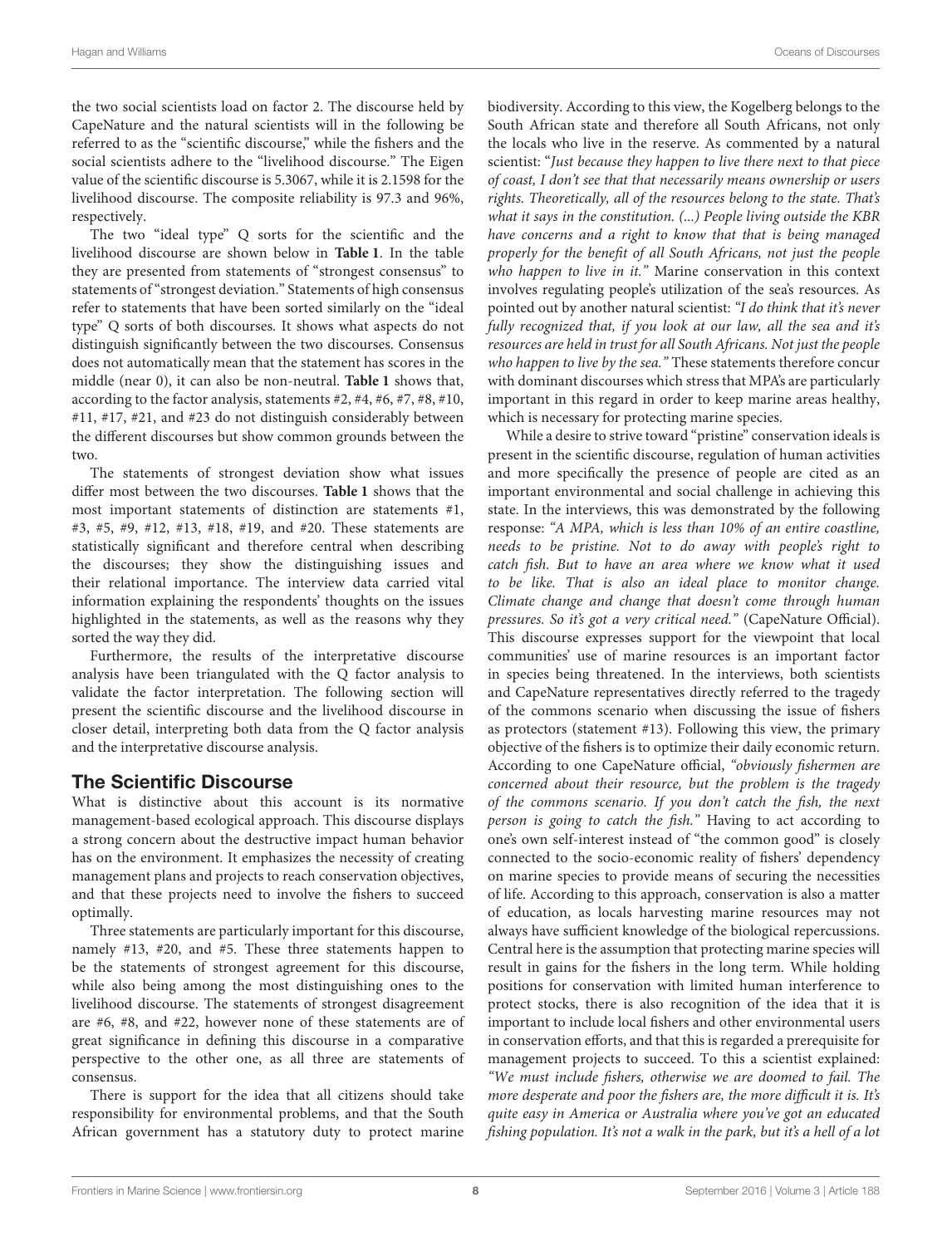the two social scientists load on factor 2. The discourse held by CapeNature and the natural scientists will in the following be referred to as the "scientific discourse," while the fishers and the social scientists adhere to the "livelihood discourse." The Eigen value of the scientific discourse is 5.3067, while it is 2.1598 for the livelihood discourse. The composite reliability is 97.3 and 96%, respectively.

The two "ideal type" Q sorts for the scientific and the livelihood discourse are shown below in **Table 1**. In the table they are presented from statements of "strongest consensus" to statements of "strongest deviation." Statements of high consensus refer to statements that have been sorted similarly on the "ideal type" Q sorts of both discourses. It shows what aspects do not distinguish significantly between the two discourses. Consensus does not automatically mean that the statement has scores in the middle (near 0), it can also be non-neutral. **Table 1** shows that, according to the factor analysis, statements #2, #4, #6, #7, #8, #10, #11, #17, #21, and #23 do not distinguish considerably between the different discourses but show common grounds between the two.

The statements of strongest deviation show what issues differ most between the two discourses. **Table 1** shows that the most important statements of distinction are statements #1, #3, #5, #9, #12, #13, #18, #19, and #20. These statements are statistically significant and therefore central when describing the discourses; they show the distinguishing issues and their relational importance. The interview data carried vital information explaining the respondents' thoughts on the issues highlighted in the statements, as well as the reasons why they sorted the way they did.

Furthermore, the results of the interpretative discourse analysis have been triangulated with the Q factor analysis to validate the factor interpretation. The following section will present the scientific discourse and the livelihood discourse in closer detail, interpreting both data from the Q factor analysis and the interpretative discourse analysis.

## The Scientific Discourse

What is distinctive about this account is its normative management-based ecological approach. This discourse displays a strong concern about the destructive impact human behavior has on the environment. It emphasizes the necessity of creating management plans and projects to reach conservation objectives, and that these projects need to involve the fishers to succeed optimally.

Three statements are particularly important for this discourse, namely #13, #20, and #5. These three statements happen to be the statements of strongest agreement for this discourse, while also being among the most distinguishing ones to the livelihood discourse. The statements of strongest disagreement are #6, #8, and #22, however none of these statements are of great significance in defining this discourse in a comparative perspective to the other one, as all three are statements of consensus.

There is support for the idea that all citizens should take responsibility for environmental problems, and that the South African government has a statutory duty to protect marine biodiversity. According to this view, the Kogelberg belongs to the South African state and therefore all South Africans, not only the locals who live in the reserve. As commented by a natural scientist: "*Just because they happen to live there next to that piece of coast, I don't see that that necessarily means ownership or users rights. Theoretically, all of the resources belong to the state. That's what it says in the constitution. (...) People living outside the KBR have concerns and a right to know that that is being managed properly for the benefit of all South Africans, not just the people who happen to live in it.*" Marine conservation in this context involves regulating people's utilization of the sea's resources. As pointed out by another natural scientist: "*I do think that it's never fully recognized that, if you look at our law, all the sea and it's resources are held in trust for all South Africans. Not just the people who happen to live by the sea.*" These statements therefore concur with dominant discourses which stress that MPA's are particularly important in this regard in order to keep marine areas healthy, which is necessary for protecting marine species.

While a desire to strive toward "pristine" conservation ideals is present in the scientific discourse, regulation of human activities and more specifically the presence of people are cited as an important environmental and social challenge in achieving this state. In the interviews, this was demonstrated by the following response: "*A MPA, which is less than 10% of an entire coastline, needs to be pristine. Not to do away with people's right to catch fish. But to have an area where we know what it used to be like. That is also an ideal place to monitor change. Climate change and change that doesn't come through human pressures. So it's got a very critical need.*" (CapeNature Official). This discourse expresses support for the viewpoint that local communities' use of marine resources is an important factor in species being threatened. In the interviews, both scientists and CapeNature representatives directly referred to the tragedy of the commons scenario when discussing the issue of fishers as protectors (statement #13). Following this view, the primary objective of the fishers is to optimize their daily economic return. According to one CapeNature official, "*obviously fishermen are concerned about their resource, but the problem is the tragedy of the commons scenario. If you don't catch the fish, the next person is going to catch the fish.*" Having to act according to one's own self-interest instead of "the common good" is closely connected to the socio-economic reality of fishers' dependency on marine species to provide means of securing the necessities of life. According to this approach, conservation is also a matter of education, as locals harvesting marine resources may not always have sufficient knowledge of the biological repercussions. Central here is the assumption that protecting marine species will result in gains for the fishers in the long term. While holding positions for conservation with limited human interference to protect stocks, there is also recognition of the idea that it is important to include local fishers and other environmental users in conservation efforts, and that this is regarded a prerequisite for management projects to succeed. To this a scientist explained: "*We must include fishers, otherwise we are doomed to fail. The more desperate and poor the fishers are, the more difficult it is. It's quite easy in America or Australia where you've got an educated fishing population. It's not a walk in the park, but it's a hell of a lot*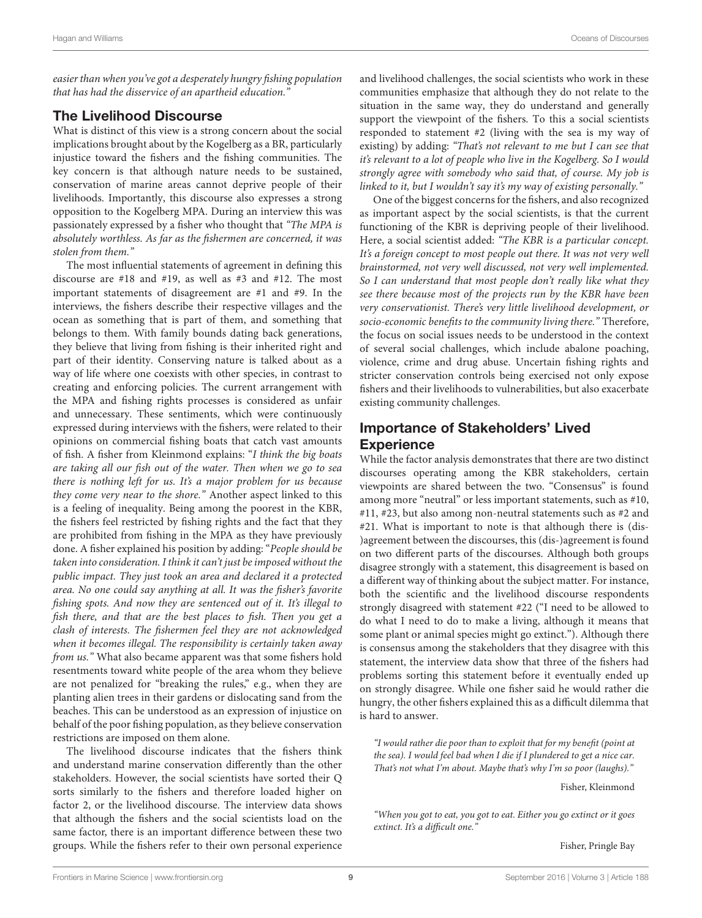*easier than when you've got a desperately hungry fishing population that has had the disservice of an apartheid education."*

## The Livelihood Discourse

What is distinct of this view is a strong concern about the social implications brought about by the Kogelberg as a BR, particularly injustice toward the fishers and the fishing communities. The key concern is that although nature needs to be sustained, conservation of marine areas cannot deprive people of their livelihoods. Importantly, this discourse also expresses a strong opposition to the Kogelberg MPA. During an interview this was passionately expressed by a fisher who thought that *"The MPA is absolutely worthless. As far as the fishermen are concerned, it was stolen from them."*

The most influential statements of agreement in defining this discourse are #18 and #19, as well as #3 and #12. The most important statements of disagreement are #1 and #9. In the interviews, the fishers describe their respective villages and the ocean as something that is part of them, and something that belongs to them. With family bounds dating back generations, they believe that living from fishing is their inherited right and part of their identity. Conserving nature is talked about as a way of life where one coexists with other species, in contrast to creating and enforcing policies. The current arrangement with the MPA and fishing rights processes is considered as unfair and unnecessary. These sentiments, which were continuously expressed during interviews with the fishers, were related to their opinions on commercial fishing boats that catch vast amounts of fish. A fisher from Kleinmond explains: "*I think the big boats are taking all our fish out of the water. Then when we go to sea there is nothing left for us. It's a major problem for us because they come very near to the shore."* Another aspect linked to this is a feeling of inequality. Being among the poorest in the KBR, the fishers feel restricted by fishing rights and the fact that they are prohibited from fishing in the MPA as they have previously done. A fisher explained his position by adding: "*People should be taken into consideration. I think it can't just be imposed without the public impact. They just took an area and declared it a protected area. No one could say anything at all. It was the fisher's favorite fishing spots. And now they are sentenced out of it. It's illegal to fish there, and that are the best places to fish. Then you get a clash of interests. The fishermen feel they are not acknowledged when it becomes illegal. The responsibility is certainly taken away from us."* What also became apparent was that some fishers hold resentments toward white people of the area whom they believe are not penalized for "breaking the rules," e.g., when they are planting alien trees in their gardens or dislocating sand from the beaches. This can be understood as an expression of injustice on behalf of the poor fishing population, as they believe conservation restrictions are imposed on them alone.

The livelihood discourse indicates that the fishers think and understand marine conservation differently than the other stakeholders. However, the social scientists have sorted their Q sorts similarly to the fishers and therefore loaded higher on factor 2, or the livelihood discourse. The interview data shows that although the fishers and the social scientists load on the same factor, there is an important difference between these two groups. While the fishers refer to their own personal experience and livelihood challenges, the social scientists who work in these communities emphasize that although they do not relate to the situation in the same way, they do understand and generally support the viewpoint of the fishers. To this a social scientists responded to statement #2 (living with the sea is my way of existing) by adding: *"That's not relevant to me but I can see that it's relevant to a lot of people who live in the Kogelberg. So I would strongly agree with somebody who said that, of course. My job is linked to it, but I wouldn't say it's my way of existing personally."*

One of the biggest concerns for the fishers, and also recognized as important aspect by the social scientists, is that the current functioning of the KBR is depriving people of their livelihood. Here, a social scientist added: *"The KBR is a particular concept. It's a foreign concept to most people out there. It was not very well brainstormed, not very well discussed, not very well implemented. So I can understand that most people don't really like what they see there because most of the projects run by the KBR have been very conservationist. There's very little livelihood development, or socio-economic benefits to the community living there."* Therefore, the focus on social issues needs to be understood in the context of several social challenges, which include abalone poaching, violence, crime and drug abuse. Uncertain fishing rights and stricter conservation controls being exercised not only expose fishers and their livelihoods to vulnerabilities, but also exacerbate existing community challenges.

## Importance of Stakeholders' Lived Experience

While the factor analysis demonstrates that there are two distinct discourses operating among the KBR stakeholders, certain viewpoints are shared between the two. "Consensus" is found among more "neutral" or less important statements, such as #10, #11, #23, but also among non-neutral statements such as #2 and #21. What is important to note is that although there is (dis-)agreement between the discourses, this (dis-)agreement is found on two different parts of the discourses. Although both groups disagree strongly with a statement, this disagreement is based on a different way of thinking about the subject matter. For instance, both the scientific and the livelihood discourse respondents strongly disagreed with statement #22 ("I need to be allowed to do what I need to do to make a living, although it means that some plant or animal species might go extinct."). Although there is consensus among the stakeholders that they disagree with this statement, the interview data show that three of the fishers had problems sorting this statement before it eventually ended up on strongly disagree. While one fisher said he would rather die hungry, the other fishers explained this as a difficult dilemma that is hard to answer.

> *"I would rather die poor than to exploit that for my benefit (point at the sea). I would feel bad when I die if I plundered to get a nice car. That's not what I'm about. Maybe that's why I'm so poor (laughs)."*
>
> Fisher, Kleinmond

> *"When you got to eat, you got to eat. Either you go extinct or it goes extinct. It's a difficult one."*
>
> Fisher, Pringle Bay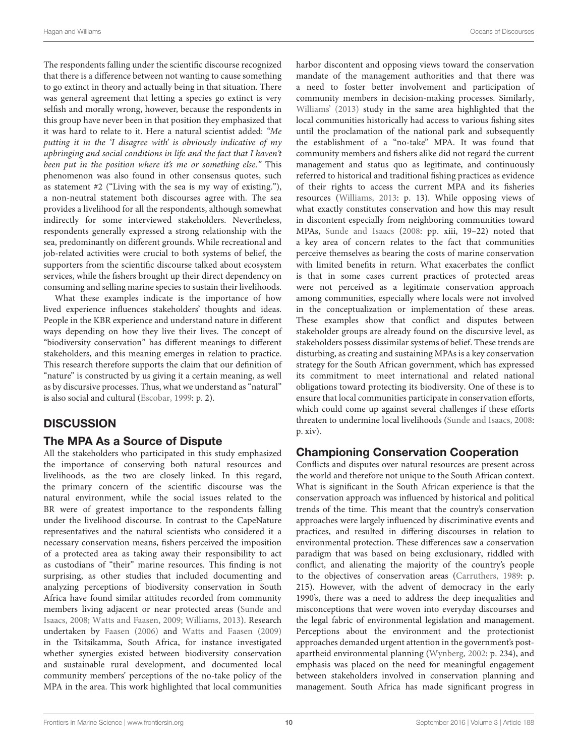The respondents falling under the scientific discourse recognized that there is a difference between not wanting to cause something to go extinct in theory and actually being in that situation. There was general agreement that letting a species go extinct is very selfish and morally wrong, however, because the respondents in this group have never been in that position they emphasized that it was hard to relate to it. Here a natural scientist added: *"Me putting it in the 'I disagree with' is obviously indicative of my upbringing and social conditions in life and the fact that I haven't been put in the position where it's me or something else."* This phenomenon was also found in other consensus quotes, such as statement #2 ("Living with the sea is my way of existing."), a non-neutral statement both discourses agree with. The sea provides a livelihood for all the respondents, although somewhat indirectly for some interviewed stakeholders. Nevertheless, respondents generally expressed a strong relationship with the sea, predominantly on different grounds. While recreational and job-related activities were crucial to both systems of belief, the supporters from the scientific discourse talked about ecosystem services, while the fishers brought up their direct dependency on consuming and selling marine species to sustain their livelihoods.

What these examples indicate is the importance of how lived experience influences stakeholders' thoughts and ideas. People in the KBR experience and understand nature in different ways depending on how they live their lives. The concept of "biodiversity conservation" has different meanings to different stakeholders, and this meaning emerges in relation to practice. This research therefore supports the claim that our definition of "nature" is constructed by us giving it a certain meaning, as well as by discursive processes. Thus, what we understand as "natural" is also social and cultural (Escobar, 1999: p. 2).

## DISCUSSION

### The MPA As a Source of Dispute

All the stakeholders who participated in this study emphasized the importance of conserving both natural resources and livelihoods, as the two are closely linked. In this regard, the primary concern of the scientific discourse was the natural environment, while the social issues related to the BR were of greatest importance to the respondents falling under the livelihood discourse. In contrast to the CapeNature representatives and the natural scientists who considered it a necessary conservation means, fishers perceived the imposition of a protected area as taking away their responsibility to act as custodians of "their" marine resources. This finding is not surprising, as other studies that included documenting and analyzing perceptions of biodiversity conservation in South Africa have found similar attitudes recorded from community members living adjacent or near protected areas (Sunde and Isaacs, 2008; Watts and Faasen, 2009; Williams, 2013). Research undertaken by Faasen (2006) and Watts and Faasen (2009) in the Tsitsikamma, South Africa, for instance investigated whether synergies existed between biodiversity conservation and sustainable rural development, and documented local community members' perceptions of the no-take policy of the MPA in the area. This work highlighted that local communities harbor discontent and opposing views toward the conservation mandate of the management authorities and that there was a need to foster better involvement and participation of community members in decision-making processes. Similarly, Williams' (2013) study in the same area highlighted that the local communities historically had access to various fishing sites until the proclamation of the national park and subsequently the establishment of a "no-take" MPA. It was found that community members and fishers alike did not regard the current management and status quo as legitimate, and continuously referred to historical and traditional fishing practices as evidence of their rights to access the current MPA and its fisheries resources (Williams, 2013: p. 13). While opposing views of what exactly constitutes conservation and how this may result in discontent especially from neighboring communities toward MPAs, Sunde and Isaacs (2008: pp. xiii, 19–22) noted that a key area of concern relates to the fact that communities perceive themselves as bearing the costs of marine conservation with limited benefits in return. What exacerbates the conflict is that in some cases current practices of protected areas were not perceived as a legitimate conservation approach among communities, especially where locals were not involved in the conceptualization or implementation of these areas. These examples show that conflict and disputes between stakeholder groups are already found on the discursive level, as stakeholders possess dissimilar systems of belief. These trends are disturbing, as creating and sustaining MPAs is a key conservation strategy for the South African government, which has expressed its commitment to meet international and related national obligations toward protecting its biodiversity. One of these is to ensure that local communities participate in conservation efforts, which could come up against several challenges if these efforts threaten to undermine local livelihoods (Sunde and Isaacs, 2008: p. xiv).

### Championing Conservation Cooperation

Conflicts and disputes over natural resources are present across the world and therefore not unique to the South African context. What is significant in the South African experience is that the conservation approach was influenced by historical and political trends of the time. This meant that the country's conservation approaches were largely influenced by discriminative events and practices, and resulted in differing discourses in relation to environmental protection. These differences saw a conservation paradigm that was based on being exclusionary, riddled with conflict, and alienating the majority of the country's people to the objectives of conservation areas (Carruthers, 1989: p. 215). However, with the advent of democracy in the early 1990's, there was a need to address the deep inequalities and misconceptions that were woven into everyday discourses and the legal fabric of environmental legislation and management. Perceptions about the environment and the protectionist approaches demanded urgent attention in the government's post-apartheid environmental planning (Wynberg, 2002: p. 234), and emphasis was placed on the need for meaningful engagement between stakeholders involved in conservation planning and management. South Africa has made significant progress in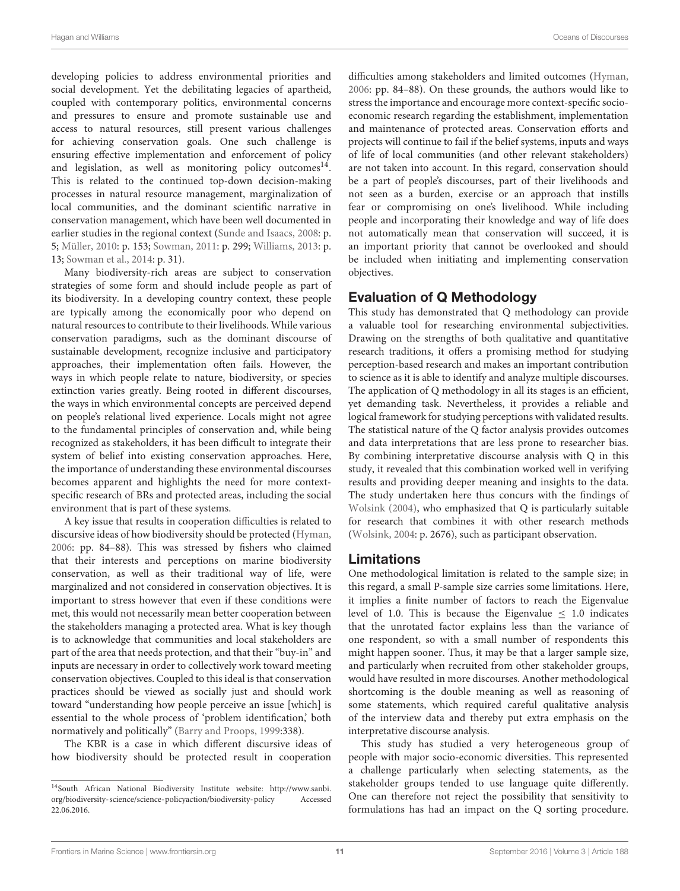developing policies to address environmental priorities and social development. Yet the debilitating legacies of apartheid, coupled with contemporary politics, environmental concerns and pressures to ensure and promote sustainable use and access to natural resources, still present various challenges for achieving conservation goals. One such challenge is ensuring effective implementation and enforcement of policy and legislation, as well as monitoring policy outcomes[14]. This is related to the continued top-down decision-making processes in natural resource management, marginalization of local communities, and the dominant scientific narrative in conservation management, which have been well documented in earlier studies in the regional context (Sunde and Isaacs, 2008: p. 5; Müller, 2010: p. 153; Sowman, 2011: p. 299; Williams, 2013: p. 13; Sowman et al., 2014: p. 31).

Many biodiversity-rich areas are subject to conservation strategies of some form and should include people as part of its biodiversity. In a developing country context, these people are typically among the economically poor who depend on natural resources to contribute to their livelihoods. While various conservation paradigms, such as the dominant discourse of sustainable development, recognize inclusive and participatory approaches, their implementation often fails. However, the ways in which people relate to nature, biodiversity, or species extinction varies greatly. Being rooted in different discourses, the ways in which environmental concepts are perceived depend on people's relational lived experience. Locals might not agree to the fundamental principles of conservation and, while being recognized as stakeholders, it has been difficult to integrate their system of belief into existing conservation approaches. Here, the importance of understanding these environmental discourses becomes apparent and highlights the need for more context-specific research of BRs and protected areas, including the social environment that is part of these systems.

A key issue that results in cooperation difficulties is related to discursive ideas of how biodiversity should be protected (Hyman, 2006: pp. 84–88). This was stressed by fishers who claimed that their interests and perceptions on marine biodiversity conservation, as well as their traditional way of life, were marginalized and not considered in conservation objectives. It is important to stress however that even if these conditions were met, this would not necessarily mean better cooperation between the stakeholders managing a protected area. What is key though is to acknowledge that communities and local stakeholders are part of the area that needs protection, and that their "buy-in" and inputs are necessary in order to collectively work toward meeting conservation objectives. Coupled to this ideal is that conservation practices should be viewed as socially just and should work toward "understanding how people perceive an issue [which] is essential to the whole process of 'problem identification,' both normatively and politically" (Barry and Proops, 1999:338).

The KBR is a case in which different discursive ideas of how biodiversity should be protected result in cooperation difficulties among stakeholders and limited outcomes (Hyman, 2006: pp. 84–88). On these grounds, the authors would like to stress the importance and encourage more context-specific socio-economic research regarding the establishment, implementation and maintenance of protected areas. Conservation efforts and projects will continue to fail if the belief systems, inputs and ways of life of local communities (and other relevant stakeholders) are not taken into account. In this regard, conservation should be a part of people's discourses, part of their livelihoods and not seen as a burden, exercise or an approach that instills fear or compromising on one's livelihood. While including people and incorporating their knowledge and way of life does not automatically mean that conservation will succeed, it is an important priority that cannot be overlooked and should be included when initiating and implementing conservation objectives.

## Evaluation of Q Methodology

This study has demonstrated that Q methodology can provide a valuable tool for researching environmental subjectivities. Drawing on the strengths of both qualitative and quantitative research traditions, it offers a promising method for studying perception-based research and makes an important contribution to science as it is able to identify and analyze multiple discourses. The application of Q methodology in all its stages is an efficient, yet demanding task. Nevertheless, it provides a reliable and logical framework for studying perceptions with validated results. The statistical nature of the Q factor analysis provides outcomes and data interpretations that are less prone to researcher bias. By combining interpretative discourse analysis with Q in this study, it revealed that this combination worked well in verifying results and providing deeper meaning and insights to the data. The study undertaken here thus concurs with the findings of Wolsink (2004), who emphasized that Q is particularly suitable for research that combines it with other research methods (Wolsink, 2004: p. 2676), such as participant observation.

## Limitations

One methodological limitation is related to the sample size; in this regard, a small P-sample size carries some limitations. Here, it implies a finite number of factors to reach the Eigenvalue level of 1.0. This is because the Eigenvalue $\leq$ 1.0 indicates that the unrotated factor explains less than the variance of one respondent, so with a small number of respondents this might happen sooner. Thus, it may be that a larger sample size, and particularly when recruited from other stakeholder groups, would have resulted in more discourses. Another methodological shortcoming is the double meaning as well as reasoning of some statements, which required careful qualitative analysis of the interview data and thereby put extra emphasis on the interpretative discourse analysis.

This study has studied a very heterogeneous group of people with major socio-economic diversities. This represented a challenge particularly when selecting statements, as the stakeholder groups tended to use language quite differently. One can therefore not reject the possibility that sensitivity to formulations has had an impact on the Q sorting procedure.

[14] South African National Biodiversity Institute website: http://www.sanbi.org/biodiversity-science/science-policyaction/biodiversity-policy Accessed 22.06.2016.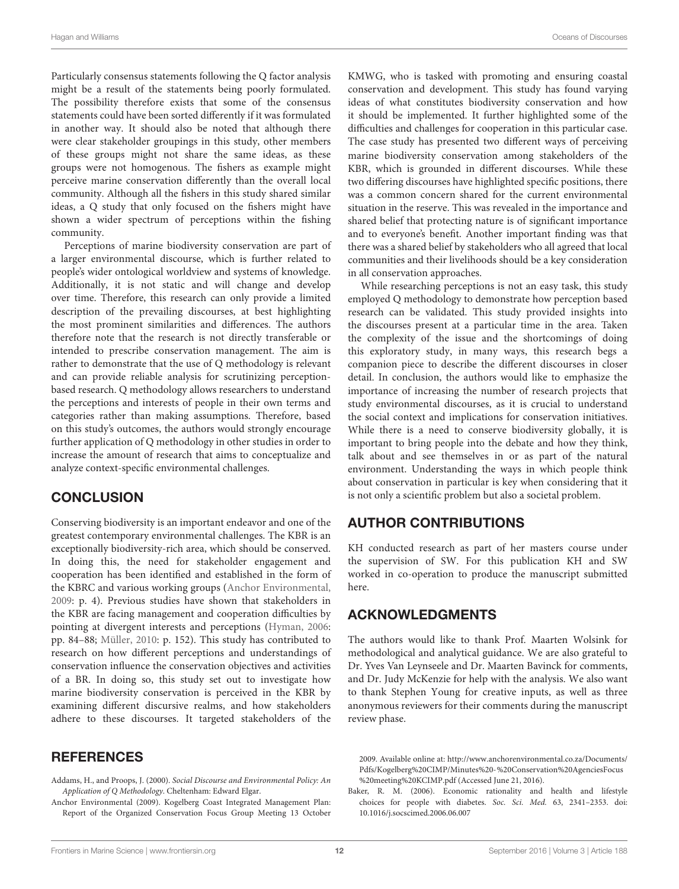Particularly consensus statements following the Q factor analysis might be a result of the statements being poorly formulated. The possibility therefore exists that some of the consensus statements could have been sorted differently if it was formulated in another way. It should also be noted that although there were clear stakeholder groupings in this study, other members of these groups might not share the same ideas, as these groups were not homogenous. The fishers as example might perceive marine conservation differently than the overall local community. Although all the fishers in this study shared similar ideas, a Q study that only focused on the fishers might have shown a wider spectrum of perceptions within the fishing community.

Perceptions of marine biodiversity conservation are part of a larger environmental discourse, which is further related to people's wider ontological worldview and systems of knowledge. Additionally, it is not static and will change and develop over time. Therefore, this research can only provide a limited description of the prevailing discourses, at best highlighting the most prominent similarities and differences. The authors therefore note that the research is not directly transferable or intended to prescribe conservation management. The aim is rather to demonstrate that the use of Q methodology is relevant and can provide reliable analysis for scrutinizing perception-based research. Q methodology allows researchers to understand the perceptions and interests of people in their own terms and categories rather than making assumptions. Therefore, based on this study's outcomes, the authors would strongly encourage further application of Q methodology in other studies in order to increase the amount of research that aims to conceptualize and analyze context-specific environmental challenges.

## CONCLUSION

Conserving biodiversity is an important endeavor and one of the greatest contemporary environmental challenges. The KBR is an exceptionally biodiversity-rich area, which should be conserved. In doing this, the need for stakeholder engagement and cooperation has been identified and established in the form of the KBRC and various working groups (Anchor Environmental, 2009: p. 4). Previous studies have shown that stakeholders in the KBR are facing management and cooperation difficulties by pointing at divergent interests and perceptions (Hyman, 2006: pp. 84–88; Müller, 2010: p. 152). This study has contributed to research on how different perceptions and understandings of conservation influence the conservation objectives and activities of a BR. In doing so, this study set out to investigate how marine biodiversity conservation is perceived in the KBR by examining different discursive realms, and how stakeholders adhere to these discourses. It targeted stakeholders of the KMWG, who is tasked with promoting and ensuring coastal conservation and development. This study has found varying ideas of what constitutes biodiversity conservation and how it should be implemented. It further highlighted some of the difficulties and challenges for cooperation in this particular case. The case study has presented two different ways of perceiving marine biodiversity conservation among stakeholders of the KBR, which is grounded in different discourses. While these two differing discourses have highlighted specific positions, there was a common concern shared for the current environmental situation in the reserve. This was revealed in the importance and shared belief that protecting nature is of significant importance and to everyone's benefit. Another important finding was that there was a shared belief by stakeholders who all agreed that local communities and their livelihoods should be a key consideration in all conservation approaches.

While researching perceptions is not an easy task, this study employed Q methodology to demonstrate how perception based research can be validated. This study provided insights into the discourses present at a particular time in the area. Taken the complexity of the issue and the shortcomings of doing this exploratory study, in many ways, this research begs a companion piece to describe the different discourses in closer detail. In conclusion, the authors would like to emphasize the importance of increasing the number of research projects that study environmental discourses, as it is crucial to understand the social context and implications for conservation initiatives. While there is a need to conserve biodiversity globally, it is important to bring people into the debate and how they think, talk about and see themselves in or as part of the natural environment. Understanding the ways in which people think about conservation in particular is key when considering that it is not only a scientific problem but also a societal problem.

## AUTHOR CONTRIBUTIONS

KH conducted research as part of her masters course under the supervision of SW. For this publication KH and SW worked in co-operation to produce the manuscript submitted here.

## ACKNOWLEDGMENTS

The authors would like to thank Prof. Maarten Wolsink for methodological and analytical guidance. We are also grateful to Dr. Yves Van Leynseele and Dr. Maarten Bavinck for comments, and Dr. Judy McKenzie for help with the analysis. We also want to thank Stephen Young for creative inputs, as well as three anonymous reviewers for their comments during the manuscript review phase.

## REFERENCES

Addams, H., and Proops, J. (2000). *Social Discourse and Environmental Policy: An Application of Q Methodology*. Cheltenham: Edward Elgar.

Anchor Environmental (2009). Kogelberg Coast Integrated Management Plan: Report of the Organized Conservation Focus Group Meeting 13 October 2009. Available online at: http://www.anchorenvironmental.co.za/Documents/Pdfs/Kogelberg%20CIMP/Minutes%20-%20Conservation%20AgenciesFocus%20meeting%20KCIMP.pdf (Accessed June 21, 2016).

Baker, R. M. (2006). Economic rationality and health and lifestyle choices for people with diabetes. *Soc. Sci. Med.* 63, 2341–2353. doi: 10.1016/j.socscimed.2006.06.007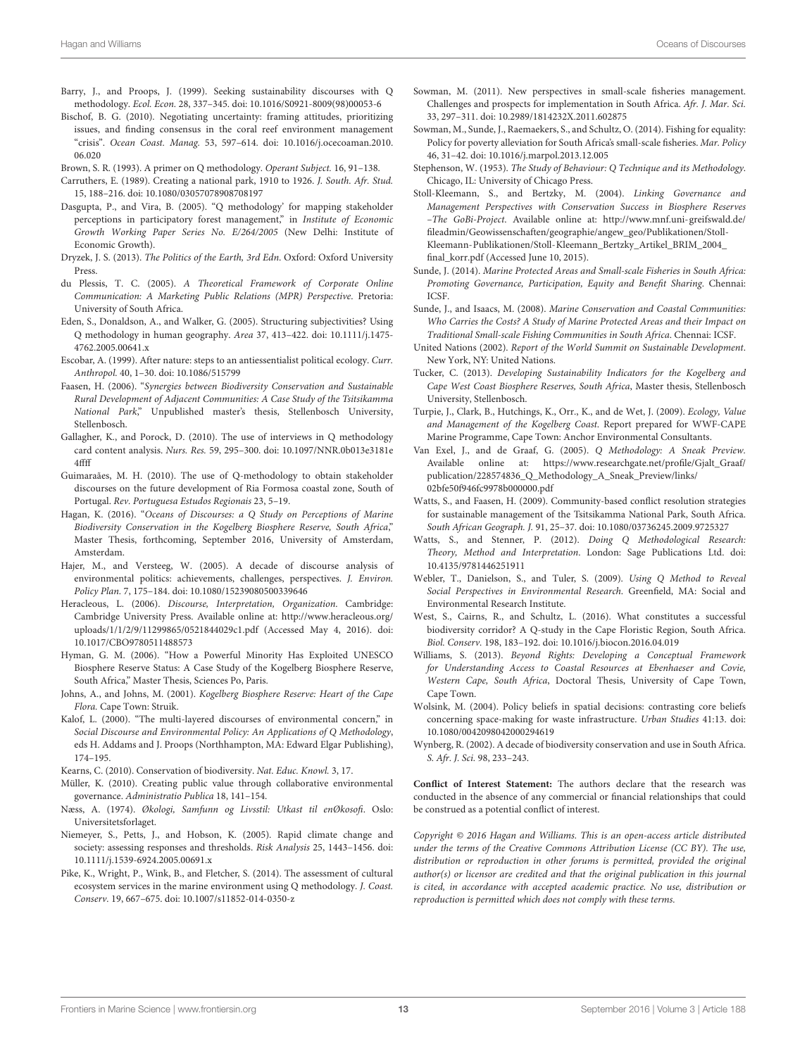Barry, J., and Proops, J. (1999). Seeking sustainability discourses with Q methodology. *Ecol. Econ.* 28, 337–345. doi: 10.1016/S0921-8009(98)00053-6

Bischof, B. G. (2010). Negotiating uncertainty: framing attitudes, prioritizing issues, and finding consensus in the coral reef environment management "crisis". *Ocean Coast. Manag.* 53, 597–614. doi: 10.1016/j.ocecoaman.2010.06.020

Brown, S. R. (1993). A primer on Q methodology. *Operant Subject.* 16, 91–138.

Carruthers, E. (1989). Creating a national park, 1910 to 1926. *J. South. Afr. Stud.* 15, 188–216. doi: 10.1080/03057078908708197

Dasgupta, P., and Vira, B. (2005). "Q methodology' for mapping stakeholder perceptions in participatory forest management," in *Institute of Economic Growth Working Paper Series No. E/264/2005* (New Delhi: Institute of Economic Growth).

Dryzek, J. S. (2013). *The Politics of the Earth, 3rd Edn*. Oxford: Oxford University Press.

du Plessis, T. C. (2005). *A Theoretical Framework of Corporate Online Communication: A Marketing Public Relations (MPR) Perspective*. Pretoria: University of South Africa.

Eden, S., Donaldson, A., and Walker, G. (2005). Structuring subjectivities? Using Q methodology in human geography. *Area* 37, 413–422. doi: 10.1111/j.1475-4762.2005.00641.x

Escobar, A. (1999). After nature: steps to an antiessentialist political ecology. *Curr. Anthropol.* 40, 1–30. doi: 10.1086/515799

Faasen, H. (2006). "*Synergies between Biodiversity Conservation and Sustainable Rural Development of Adjacent Communities: A Case Study of the Tsitsikamma National Park*," Unpublished master's thesis, Stellenbosch University, Stellenbosch.

Gallagher, K., and Porock, D. (2010). The use of interviews in Q methodology card content analysis. *Nurs. Res.* 59, 295–300. doi: 10.1097/NNR.0b013e3181e4ffff

Guimaraães, M. H. (2010). The use of Q-methodology to obtain stakeholder discourses on the future development of Ria Formosa coastal zone, South of Portugal. *Rev. Portuguesa Estudos Regionais* 23, 5–19.

Hagan, K. (2016). "*Oceans of Discourses: a Q Study on Perceptions of Marine Biodiversity Conservation in the Kogelberg Biosphere Reserve, South Africa*," Master Thesis, forthcoming, September 2016, University of Amsterdam, Amsterdam.

Hajer, M., and Versteeg, W. (2005). A decade of discourse analysis of environmental politics: achievements, challenges, perspectives. *J. Environ. Policy Plan.* 7, 175–184. doi: 10.1080/15239080500339646

Heracleous, L. (2006). *Discourse, Interpretation, Organization*. Cambridge: Cambridge University Press. Available online at: http://www.heracleous.org/uploads/1/1/2/9/11299865/0521844029c1.pdf (Accessed May 4, 2016). doi: 10.1017/CBO9780511488573

Hyman, G. M. (2006). "How a Powerful Minority Has Exploited UNESCO Biosphere Reserve Status: A Case Study of the Kogelberg Biosphere Reserve, South Africa," Master Thesis, Sciences Po, Paris.

Johns, A., and Johns, M. (2001). *Kogelberg Biosphere Reserve: Heart of the Cape Flora.* Cape Town: Struik.

Kalof, L. (2000). "The multi-layered discourses of environmental concern," in *Social Discourse and Environmental Policy: An Applications of Q Methodology*, eds H. Addams and J. Proops (Northhampton, MA: Edward Elgar Publishing), 174–195.

Kearns, C. (2010). Conservation of biodiversity. *Nat. Educ. Knowl.* 3, 17.

Müller, K. (2010). Creating public value through collaborative environmental governance. *Administratio Publica* 18, 141–154.

Næss, A. (1974). *Økologi, Samfunn og Livsstil: Utkast til enØkosofi*. Oslo: Universitetsforlaget.

Niemeyer, S., Petts, J., and Hobson, K. (2005). Rapid climate change and society: assessing responses and thresholds. *Risk Analysis* 25, 1443–1456. doi: 10.1111/j.1539-6924.2005.00691.x

Pike, K., Wright, P., Wink, B., and Fletcher, S. (2014). The assessment of cultural ecosystem services in the marine environment using Q methodology. *J. Coast. Conserv.* 19, 667–675. doi: 10.1007/s11852-014-0350-z

Sowman, M. (2011). New perspectives in small-scale fisheries management. Challenges and prospects for implementation in South Africa. *Afr. J. Mar. Sci.* 33, 297–311. doi: 10.2989/1814232X.2011.602875

Sowman, M., Sunde, J., Raemaekers, S., and Schultz, O. (2014). Fishing for equality: Policy for poverty alleviation for South Africa's small-scale fisheries. *Mar. Policy* 46, 31–42. doi: 10.1016/j.marpol.2013.12.005

Stephenson, W. (1953). *The Study of Behaviour: Q Technique and its Methodology*. Chicago, IL: University of Chicago Press.

Stoll-Kleemann, S., and Bertzky, M. (2004). *Linking Governance and Management Perspectives with Conservation Success in Biosphere Reserves –The GoBi-Project*. Available online at: http://www.mnf.uni-greifswald.de/fileadmin/Geowissenschaften/geographie/angew_geo/Publikationen/Stoll-Kleemann-Publikationen/Stoll-Kleemann_Bertzky_Artikel_BRIM_2004_final_korr.pdf (Accessed June 10, 2015).

Sunde, J. (2014). *Marine Protected Areas and Small-scale Fisheries in South Africa: Promoting Governance, Participation, Equity and Benefit Sharing*. Chennai: ICSF.

Sunde, J., and Isaacs, M. (2008). *Marine Conservation and Coastal Communities: Who Carries the Costs? A Study of Marine Protected Areas and their Impact on Traditional Small-scale Fishing Communities in South Africa*. Chennai: ICSF.

United Nations (2002). *Report of the World Summit on Sustainable Development*. New York, NY: United Nations.

Tucker, C. (2013). *Developing Sustainability Indicators for the Kogelberg and Cape West Coast Biosphere Reserves, South Africa*, Master thesis, Stellenbosch University, Stellenbosch.

Turpie, J., Clark, B., Hutchings, K., Orr., K., and de Wet, J. (2009). *Ecology, Value and Management of the Kogelberg Coast*. Report prepared for WWF-CAPE Marine Programme, Cape Town: Anchor Environmental Consultants.

Van Exel, J., and de Graaf, G. (2005). *Q Methodology: A Sneak Preview*. Available online at: https://www.researchgate.net/profile/Gjalt_Graaf/publication/228574836_Q_Methodology_A_Sneak_Preview/links/02bfe50f946fc9978b000000.pdf

Watts, S., and Faasen, H. (2009). Community-based conflict resolution strategies for sustainable management of the Tsitsikamma National Park, South Africa. *South African Geograph. J.* 91, 25–37. doi: 10.1080/03736245.2009.9725327

Watts, S., and Stenner, P. (2012). *Doing Q Methodological Research: Theory, Method and Interpretation*. London: Sage Publications Ltd. doi: 10.4135/9781446251911

Webler, T., Danielson, S., and Tuler, S. (2009). *Using Q Method to Reveal Social Perspectives in Environmental Research*. Greenfield, MA: Social and Environmental Research Institute.

West, S., Cairns, R., and Schultz, L. (2016). What constitutes a successful biodiversity corridor? A Q-study in the Cape Floristic Region, South Africa. *Biol. Conserv.* 198, 183–192. doi: 10.1016/j.biocon.2016.04.019

Williams, S. (2013). *Beyond Rights: Developing a Conceptual Framework for Understanding Access to Coastal Resources at Ebenhaeser and Covie, Western Cape, South Africa*, Doctoral Thesis, University of Cape Town, Cape Town.

Wolsink, M. (2004). Policy beliefs in spatial decisions: contrasting core beliefs concerning space-making for waste infrastructure. *Urban Studies* 41:13. doi: 10.1080/0042098042000294619

Wynberg, R. (2002). A decade of biodiversity conservation and use in South Africa. *S. Afr. J. Sci.* 98, 233–243.

**Conflict of Interest Statement:** The authors declare that the research was conducted in the absence of any commercial or financial relationships that could be construed as a potential conflict of interest.

*Copyright © 2016 Hagan and Williams. This is an open-access article distributed under the terms of the Creative Commons Attribution License (CC BY). The use, distribution or reproduction in other forums is permitted, provided the original author(s) or licensor are credited and that the original publication in this journal is cited, in accordance with accepted academic practice. No use, distribution or reproduction is permitted which does not comply with these terms.*